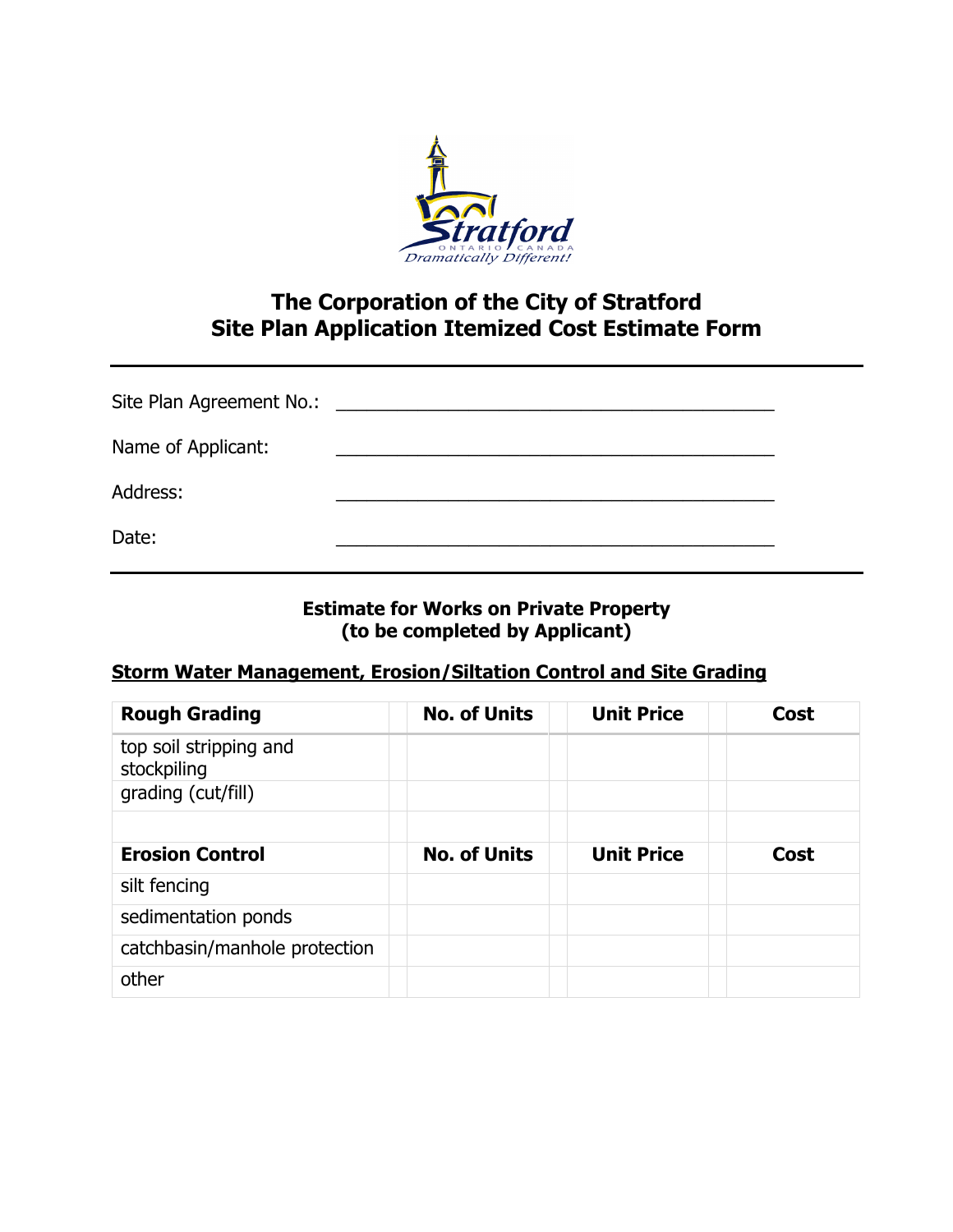# The Corporation of the City of Stratford
# Site Plan Application Itemized Cost Estimate Form

---

Site Plan Agreement No.: ___________________________________________

Name of Applicant: ___________________________________________

Address: ___________________________________________

Date: ___________________________________________

---

### Estimate for Works on Private Property
### (to be completed by Applicant)

**Storm Water Management, Erosion/Siltation Control and Site Grading**

| **Rough Grading** | **No. of Units** | **Unit Price** | **Cost** |
|---|---|---|---|
| top soil stripping and stockpiling | | | |
| grading (cut/fill) | | | |
| | | | |
| **Erosion Control** | **No. of Units** | **Unit Price** | **Cost** |
| silt fencing | | | |
| sedimentation ponds | | | |
| catchbasin/manhole protection | | | |
| other | | | |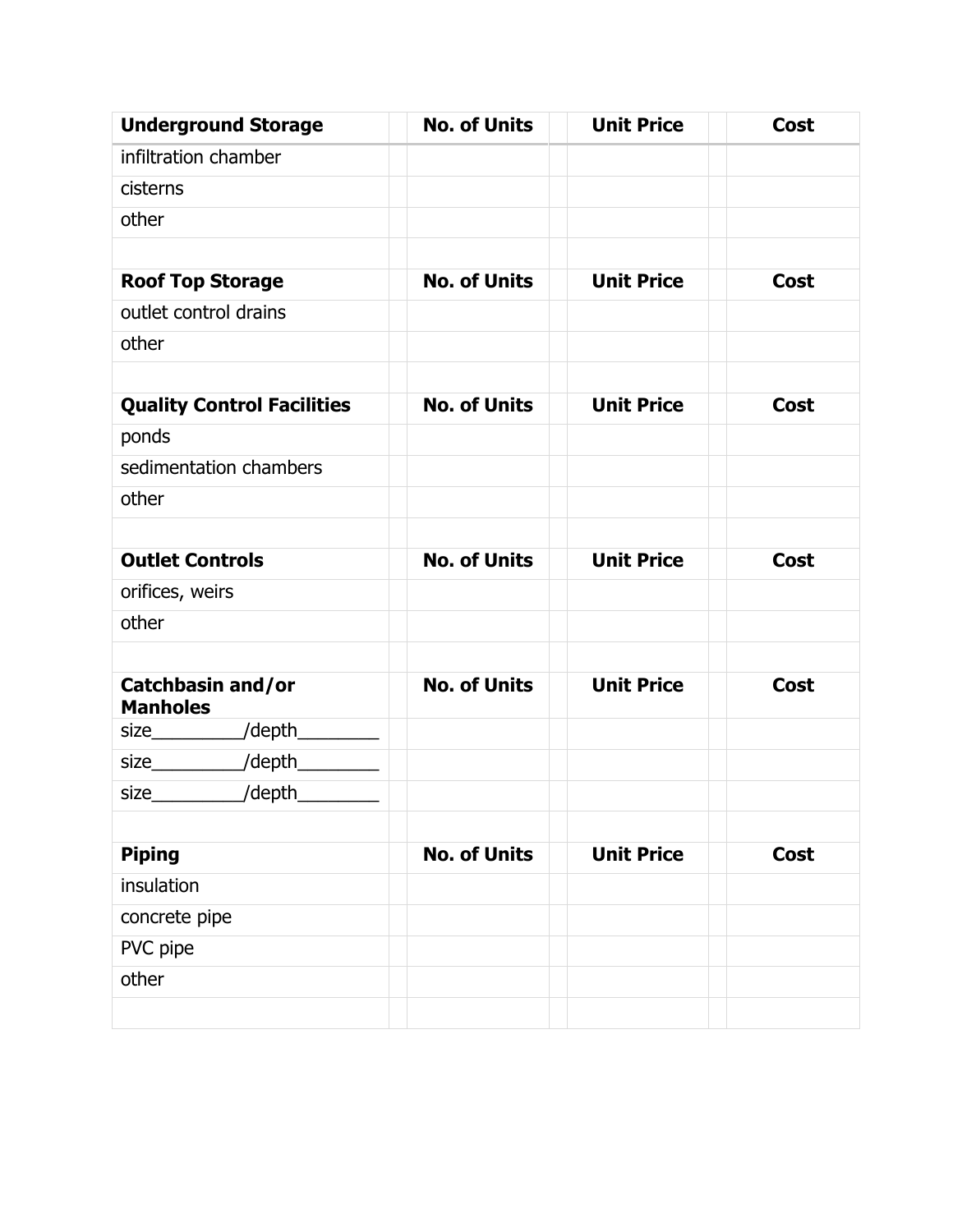| **Underground Storage** | **No. of Units** | **Unit Price** | **Cost** |
|---|---|---|---|
| infiltration chamber | | | |
| cisterns | | | |
| other | | | |
| | | | |
| **Roof Top Storage** | **No. of Units** | **Unit Price** | **Cost** |
| outlet control drains | | | |
| other | | | |
| | | | |
| **Quality Control Facilities** | **No. of Units** | **Unit Price** | **Cost** |
| ponds | | | |
| sedimentation chambers | | | |
| other | | | |
| | | | |
| **Outlet Controls** | **No. of Units** | **Unit Price** | **Cost** |
| orifices, weirs | | | |
| other | | | |
| | | | |
| **Catchbasin and/or Manholes** | **No. of Units** | **Unit Price** | **Cost** |
| size_________/depth________ | | | |
| size_________/depth________ | | | |
| size_________/depth________ | | | |
| | | | |
| **Piping** | **No. of Units** | **Unit Price** | **Cost** |
| insulation | | | |
| concrete pipe | | | |
| PVC pipe | | | |
| other | | | |
| | | | |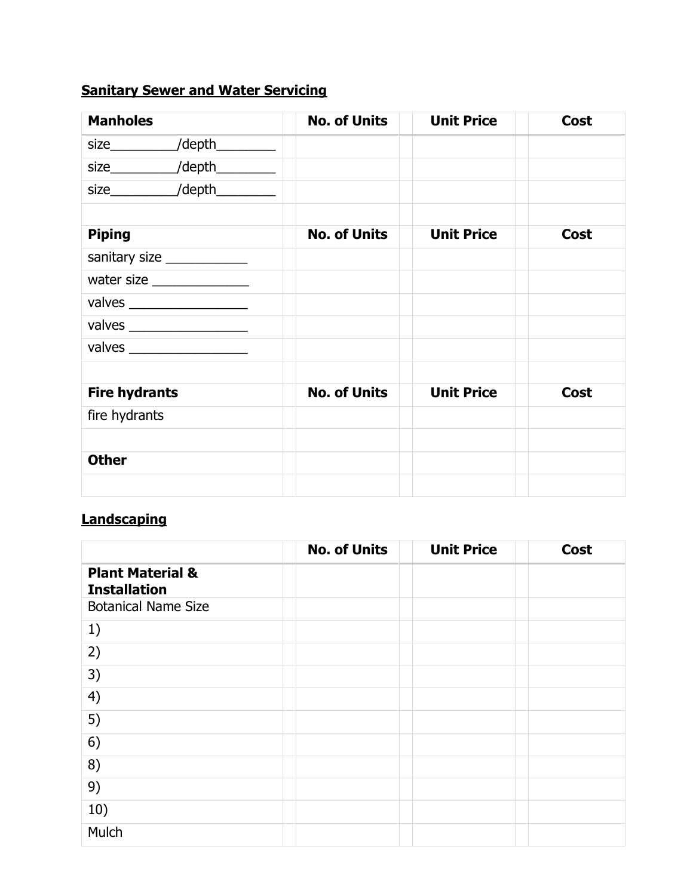## Sanitary Sewer and Water Servicing

| Manholes | No. of Units | Unit Price | Cost |
|---|---|---|---|
| size_________/depth________ | | | |
| size_________/depth________ | | | |
| size_________/depth________ | | | |
| | | | |
| **Piping** | **No. of Units** | **Unit Price** | **Cost** |
| sanitary size ___________ | | | |
| water size _____________ | | | |
| valves ________________ | | | |
| valves ________________ | | | |
| valves ________________ | | | |
| | | | |
| **Fire hydrants** | **No. of Units** | **Unit Price** | **Cost** |
| fire hydrants | | | |
| | | | |
| **Other** | | | |
| | | | |

## Landscaping

| | No. of Units | Unit Price | Cost |
|---|---|---|---|
| **Plant Material & Installation** | | | |
| Botanical Name Size | | | |
| 1) | | | |
| 2) | | | |
| 3) | | | |
| 4) | | | |
| 5) | | | |
| 6) | | | |
| 8) | | | |
| 9) | | | |
| 10) | | | |
| Mulch | | | |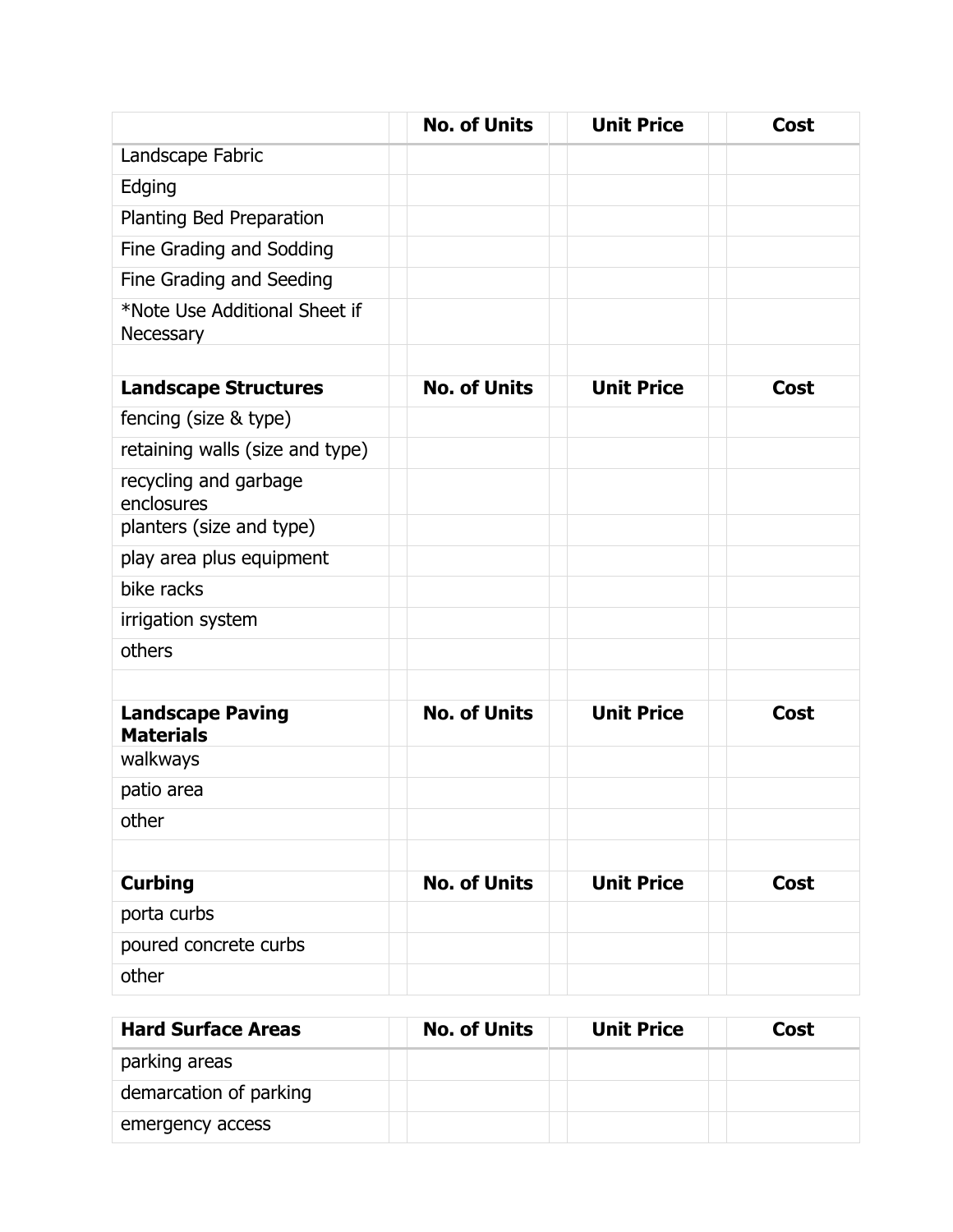| | No. of Units | Unit Price | Cost |
|---|---|---|---|
| Landscape Fabric | | | |
| Edging | | | |
| Planting Bed Preparation | | | |
| Fine Grading and Sodding | | | |
| Fine Grading and Seeding | | | |
| *Note Use Additional Sheet if Necessary | | | |
| | | | |
| **Landscape Structures** | **No. of Units** | **Unit Price** | **Cost** |
| fencing (size & type) | | | |
| retaining walls (size and type) | | | |
| recycling and garbage enclosures | | | |
| planters (size and type) | | | |
| play area plus equipment | | | |
| bike racks | | | |
| irrigation system | | | |
| others | | | |
| | | | |
| **Landscape Paving Materials** | **No. of Units** | **Unit Price** | **Cost** |
| walkways | | | |
| patio area | | | |
| other | | | |
| | | | |
| **Curbing** | **No. of Units** | **Unit Price** | **Cost** |
| porta curbs | | | |
| poured concrete curbs | | | |
| other | | | |

| Hard Surface Areas | No. of Units | Unit Price | Cost |
|---|---|---|---|
| parking areas | | | |
| demarcation of parking | | | |
| emergency access | | | |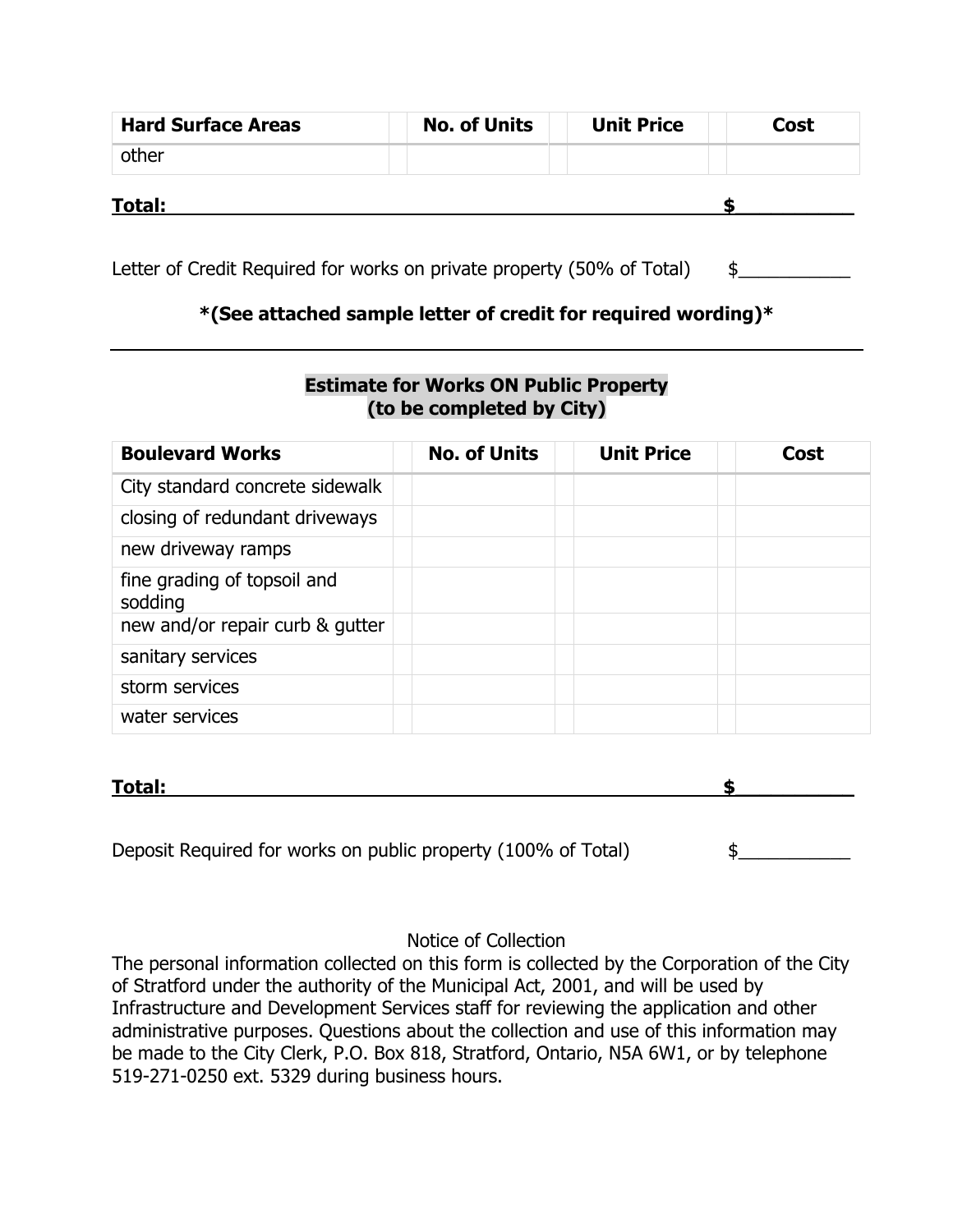| Hard Surface Areas | No. of Units | Unit Price | Cost |
|---|---|---|---|
| other | | | |

**Total:** **$__________**

Letter of Credit Required for works on private property (50% of Total) $__________

**\*(See attached sample letter of credit for required wording)\***

---

**Estimate for Works ON Public Property**
**(to be completed by City)**

| Boulevard Works | No. of Units | Unit Price | Cost |
|---|---|---|---|
| City standard concrete sidewalk | | | |
| closing of redundant driveways | | | |
| new driveway ramps | | | |
| fine grading of topsoil and sodding | | | |
| new and/or repair curb & gutter | | | |
| sanitary services | | | |
| storm services | | | |
| water services | | | |

**Total:** **$__________**

Deposit Required for works on public property (100% of Total) $__________

Notice of Collection

The personal information collected on this form is collected by the Corporation of the City of Stratford under the authority of the Municipal Act, 2001, and will be used by Infrastructure and Development Services staff for reviewing the application and other administrative purposes. Questions about the collection and use of this information may be made to the City Clerk, P.O. Box 818, Stratford, Ontario, N5A 6W1, or by telephone 519-271-0250 ext. 5329 during business hours.